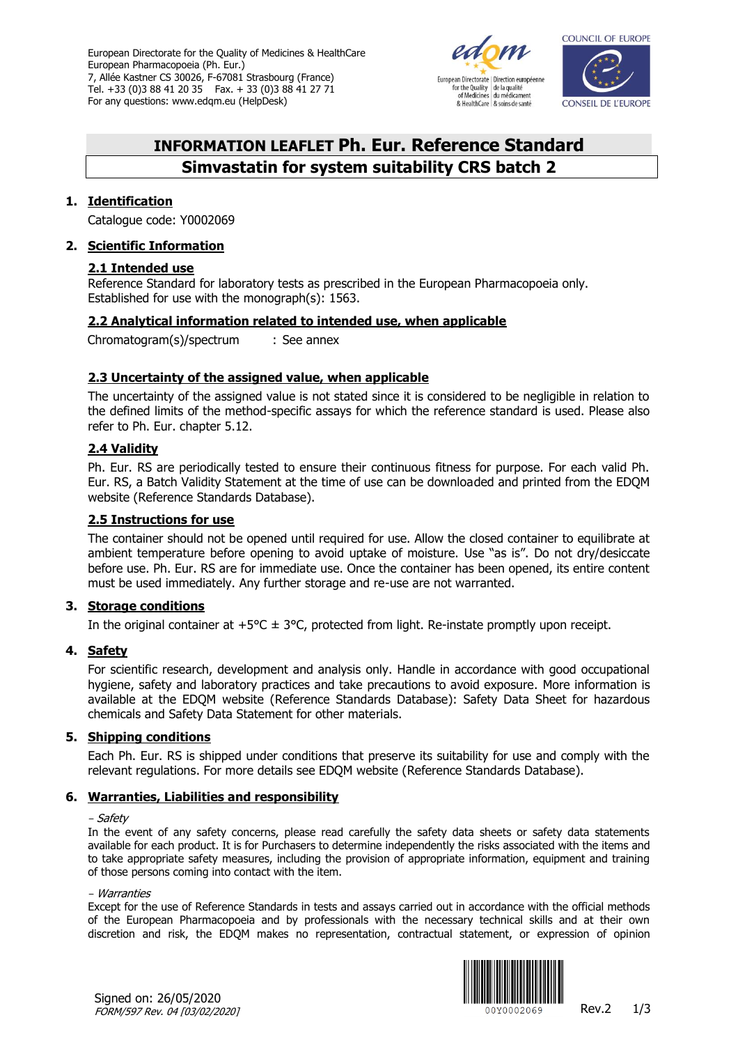European Directorate for the Quality of Medicines & HealthCare
European Pharmacopoeia (Ph. Eur.)
7, Allée Kastner CS 30026, F-67081 Strasbourg (France)
Tel. +33 (0)3 88 41 20 35 Fax. + 33 (0)3 88 41 27 71
For any questions: www.edqm.eu (HelpDesk)

# INFORMATION LEAFLET Ph. Eur. Reference Standard

# Simvastatin for system suitability CRS batch 2

## 1. Identification

Catalogue code: Y0002069

## 2. Scientific Information

### 2.1 Intended use

Reference Standard for laboratory tests as prescribed in the European Pharmacopoeia only.
Established for use with the monograph(s): 1563.

### 2.2 Analytical information related to intended use, when applicable

Chromatogram(s)/spectrum : See annex

### 2.3 Uncertainty of the assigned value, when applicable

The uncertainty of the assigned value is not stated since it is considered to be negligible in relation to the defined limits of the method-specific assays for which the reference standard is used. Please also refer to Ph. Eur. chapter 5.12.

### 2.4 Validity

Ph. Eur. RS are periodically tested to ensure their continuous fitness for purpose. For each valid Ph. Eur. RS, a Batch Validity Statement at the time of use can be downloaded and printed from the EDQM website (Reference Standards Database).

### 2.5 Instructions for use

The container should not be opened until required for use. Allow the closed container to equilibrate at ambient temperature before opening to avoid uptake of moisture. Use "as is". Do not dry/desiccate before use. Ph. Eur. RS are for immediate use. Once the container has been opened, its entire content must be used immediately. Any further storage and re-use are not warranted.

## 3. Storage conditions

In the original container at +5°C ± 3°C, protected from light. Re-instate promptly upon receipt.

## 4. Safety

For scientific research, development and analysis only. Handle in accordance with good occupational hygiene, safety and laboratory practices and take precautions to avoid exposure. More information is available at the EDQM website (Reference Standards Database): Safety Data Sheet for hazardous chemicals and Safety Data Statement for other materials.

## 5. Shipping conditions

Each Ph. Eur. RS is shipped under conditions that preserve its suitability for use and comply with the relevant regulations. For more details see EDQM website (Reference Standards Database).

## 6. Warranties, Liabilities and responsibility

*- Safety*

In the event of any safety concerns, please read carefully the safety data sheets or safety data statements available for each product. It is for Purchasers to determine independently the risks associated with the items and to take appropriate safety measures, including the provision of appropriate information, equipment and training of those persons coming into contact with the item.

*- Warranties*

Except for the use of Reference Standards in tests and assays carried out in accordance with the official methods of the European Pharmacopoeia and by professionals with the necessary technical skills and at their own discretion and risk, the EDQM makes no representation, contractual statement, or expression of opinion

Signed on: 26/05/2020
*FORM/597 Rev. 04 [03/02/2020]*

00Y0002069 Rev.2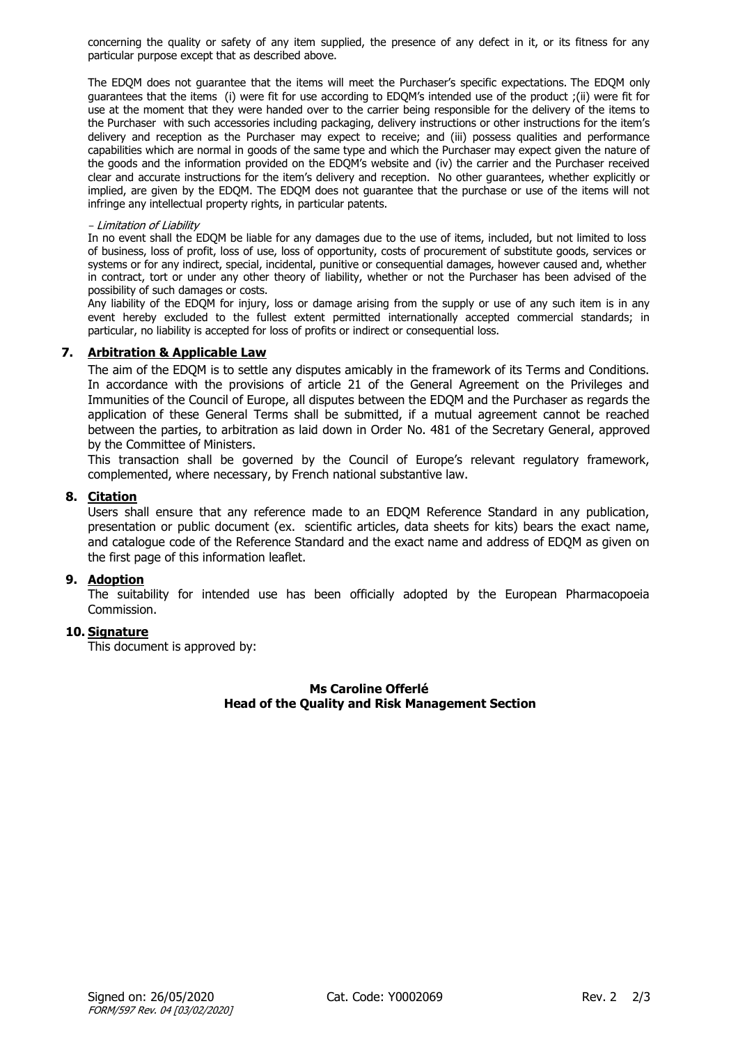concerning the quality or safety of any item supplied, the presence of any defect in it, or its fitness for any particular purpose except that as described above.

The EDQM does not guarantee that the items will meet the Purchaser's specific expectations. The EDQM only guarantees that the items (i) were fit for use according to EDQM's intended use of the product ;(ii) were fit for use at the moment that they were handed over to the carrier being responsible for the delivery of the items to the Purchaser with such accessories including packaging, delivery instructions or other instructions for the item's delivery and reception as the Purchaser may expect to receive; and (iii) possess qualities and performance capabilities which are normal in goods of the same type and which the Purchaser may expect given the nature of the goods and the information provided on the EDQM's website and (iv) the carrier and the Purchaser received clear and accurate instructions for the item's delivery and reception. No other guarantees, whether explicitly or implied, are given by the EDQM. The EDQM does not guarantee that the purchase or use of the items will not infringe any intellectual property rights, in particular patents.

- *Limitation of Liability*

In no event shall the EDQM be liable for any damages due to the use of items, included, but not limited to loss of business, loss of profit, loss of use, loss of opportunity, costs of procurement of substitute goods, services or systems or for any indirect, special, incidental, punitive or consequential damages, however caused and, whether in contract, tort or under any other theory of liability, whether or not the Purchaser has been advised of the possibility of such damages or costs.

Any liability of the EDQM for injury, loss or damage arising from the supply or use of any such item is in any event hereby excluded to the fullest extent permitted internationally accepted commercial standards; in particular, no liability is accepted for loss of profits or indirect or consequential loss.

## 7. Arbitration & Applicable Law

The aim of the EDQM is to settle any disputes amicably in the framework of its Terms and Conditions. In accordance with the provisions of article 21 of the General Agreement on the Privileges and Immunities of the Council of Europe, all disputes between the EDQM and the Purchaser as regards the application of these General Terms shall be submitted, if a mutual agreement cannot be reached between the parties, to arbitration as laid down in Order No. 481 of the Secretary General, approved by the Committee of Ministers.

This transaction shall be governed by the Council of Europe's relevant regulatory framework, complemented, where necessary, by French national substantive law.

## 8. Citation

Users shall ensure that any reference made to an EDQM Reference Standard in any publication, presentation or public document (ex. scientific articles, data sheets for kits) bears the exact name, and catalogue code of the Reference Standard and the exact name and address of EDQM as given on the first page of this information leaflet.

## 9. Adoption

The suitability for intended use has been officially adopted by the European Pharmacopoeia Commission.

## 10. Signature

This document is approved by:

**Ms Caroline Offerlé**
**Head of the Quality and Risk Management Section**

Signed on: 26/05/2020 Cat. Code: Y0002069 Rev. 2

*FORM/597 Rev. 04 [03/02/2020]*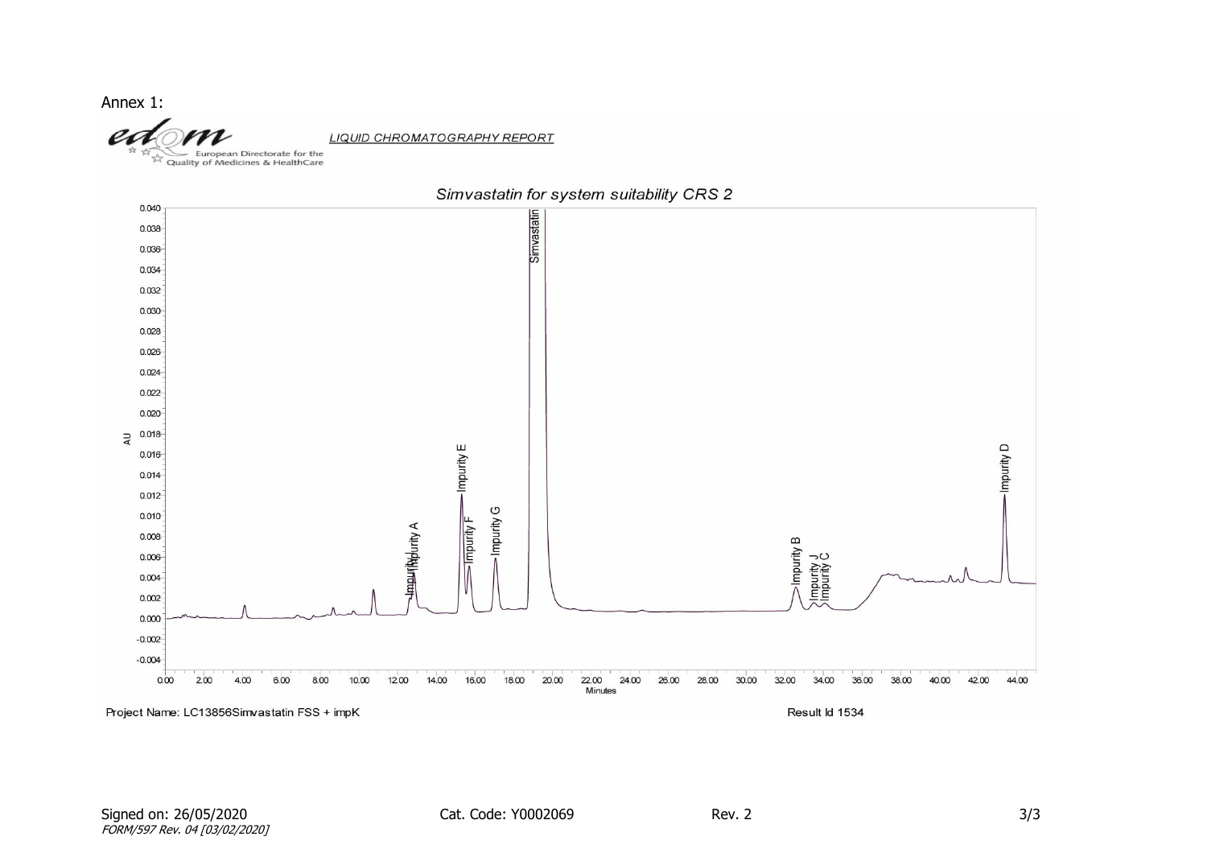Annex 1:

European Directorate for the Quality of Medicines & HealthCare

LIQUID CHROMATOGRAPHY REPORT

Simvastatin for system suitability CRS 2

AU

0.040
0.038
0.036
0.034
0.032
0.030
0.028
0.026
0.024
0.022
0.020
0.018
0.016
0.014
0.012
0.010
0.008
0.006
0.004
0.002
0.000
-0.002
-0.004

0.00 2.00 4.00 6.00 8.00 10.00 12.00 14.00 16.00 18.00 20.00 22.00 24.00 26.00 28.00 30.00 32.00 34.00 36.00 38.00 40.00 42.00 44.00

Minutes

Impurity I
Impurity A
Impurity E
Impurity F
Impurity G
Simvastatin
Impurity B
Impurity J
Impurity C
Impurity D

Project Name: LC13856Simvastatin FSS + impK

Result Id 1534

Signed on: 26/05/2020

*FORM/597 Rev. 04 [03/02/2020]*

Cat. Code: Y0002069

Rev. 2